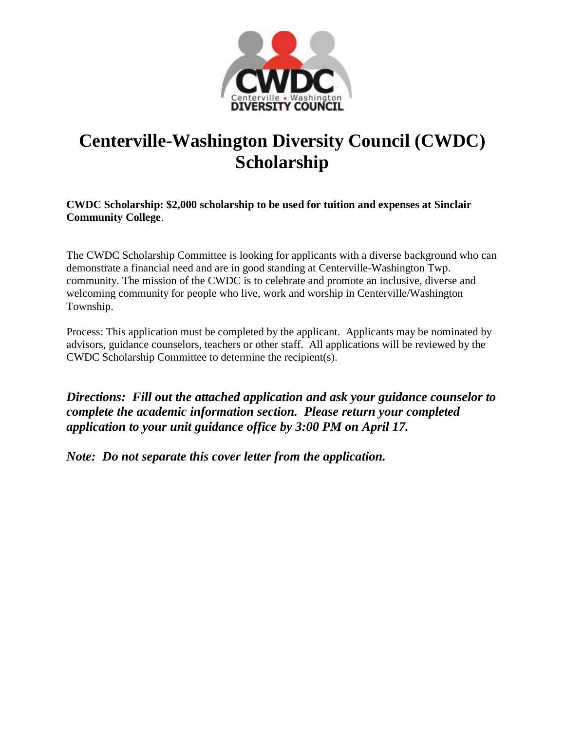# Centerville-Washington Diversity Council (CWDC) Scholarship

**CWDC Scholarship: $2,000 scholarship to be used for tuition and expenses at Sinclair Community College**.

The CWDC Scholarship Committee is looking for applicants with a diverse background who can demonstrate a financial need and are in good standing at Centerville-Washington Twp. community. The mission of the CWDC is to celebrate and promote an inclusive, diverse and welcoming community for people who live, work and worship in Centerville/Washington Township.

Process: This application must be completed by the applicant. Applicants may be nominated by advisors, guidance counselors, teachers or other staff. All applications will be reviewed by the CWDC Scholarship Committee to determine the recipient(s).

***Directions: Fill out the attached application and ask your guidance counselor to complete the academic information section. Please return your completed application to your unit guidance office by 3:00 PM on April 17.***

***Note: Do not separate this cover letter from the application.***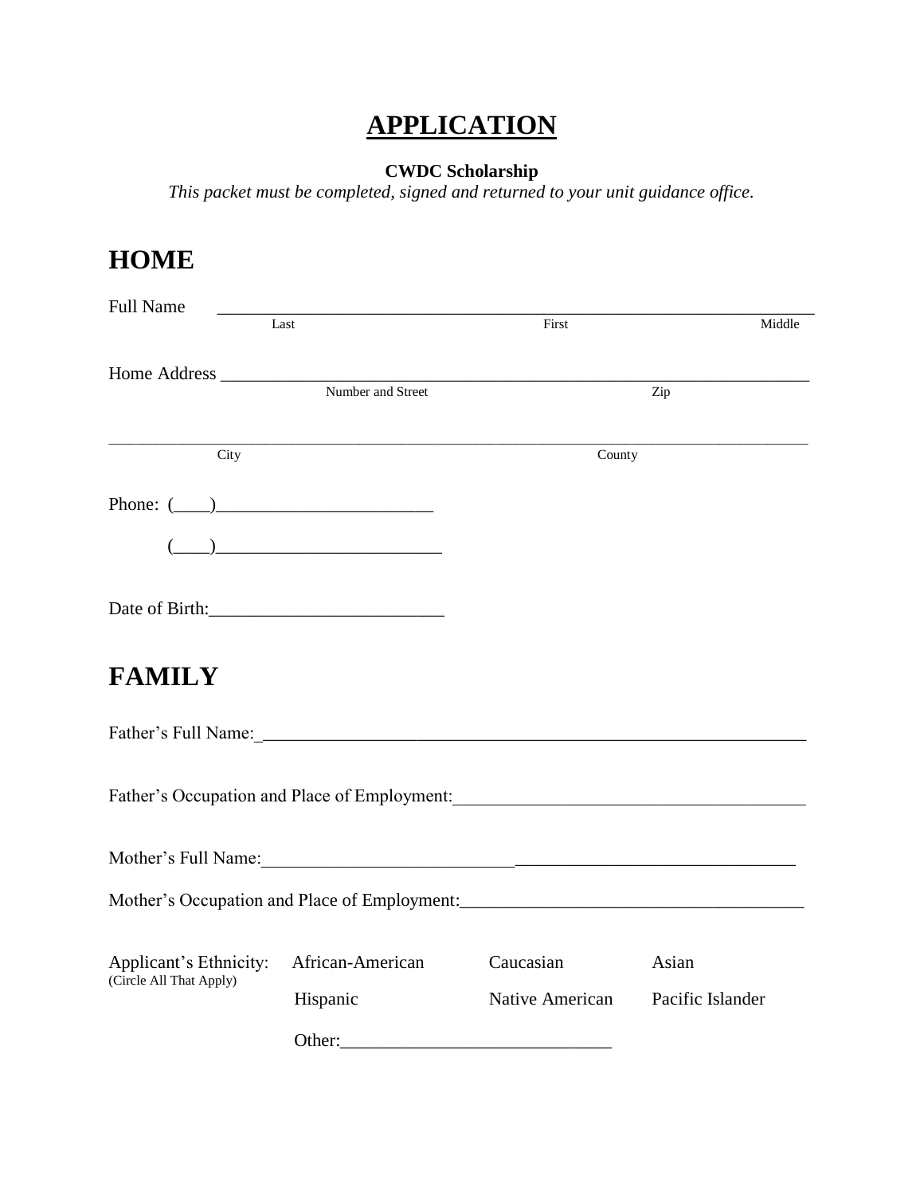# APPLICATION

**CWDC Scholarship**

*This packet must be completed, signed and returned to your unit guidance office.*

## HOME

Full Name ____________________________________________________________
Last First Middle

Home Address ________________________________________________________
Number and Street Zip

______________________________________________________________________
City County

Phone: (____)________________________

(____)________________________

Date of Birth:_________________________

## FAMILY

Father's Full Name:_____________________________________________________

Father's Occupation and Place of Employment:_______________________________

Mother's Full Name:_____________________________________________________

Mother's Occupation and Place of Employment:______________________________

| Applicant's Ethnicity: (Circle All That Apply) | African-American | Caucasian | Asian |
|---|---|---|---|
| | Hispanic | Native American | Pacific Islander |
| | Other:____________________________ | | |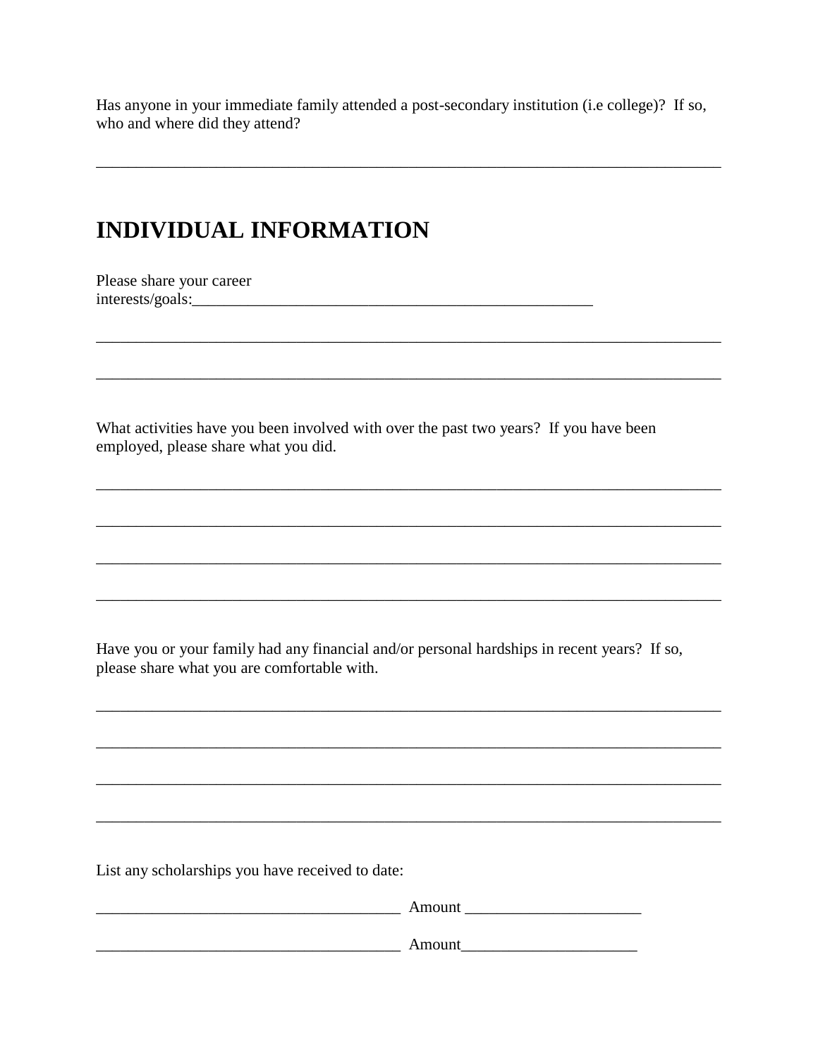Has anyone in your immediate family attended a post-secondary institution (i.e college)? If so, who and where did they attend?

______________________________________________________________________________

## INDIVIDUAL INFORMATION

Please share your career interests/goals:___________________________________________________

______________________________________________________________________________

______________________________________________________________________________

What activities have you been involved with over the past two years? If you have been employed, please share what you did.

______________________________________________________________________________

______________________________________________________________________________

______________________________________________________________________________

______________________________________________________________________________

Have you or your family had any financial and/or personal hardships in recent years? If so, please share what you are comfortable with.

______________________________________________________________________________

______________________________________________________________________________

______________________________________________________________________________

______________________________________________________________________________

List any scholarships you have received to date:

______________________________________ Amount ______________________

______________________________________ Amount______________________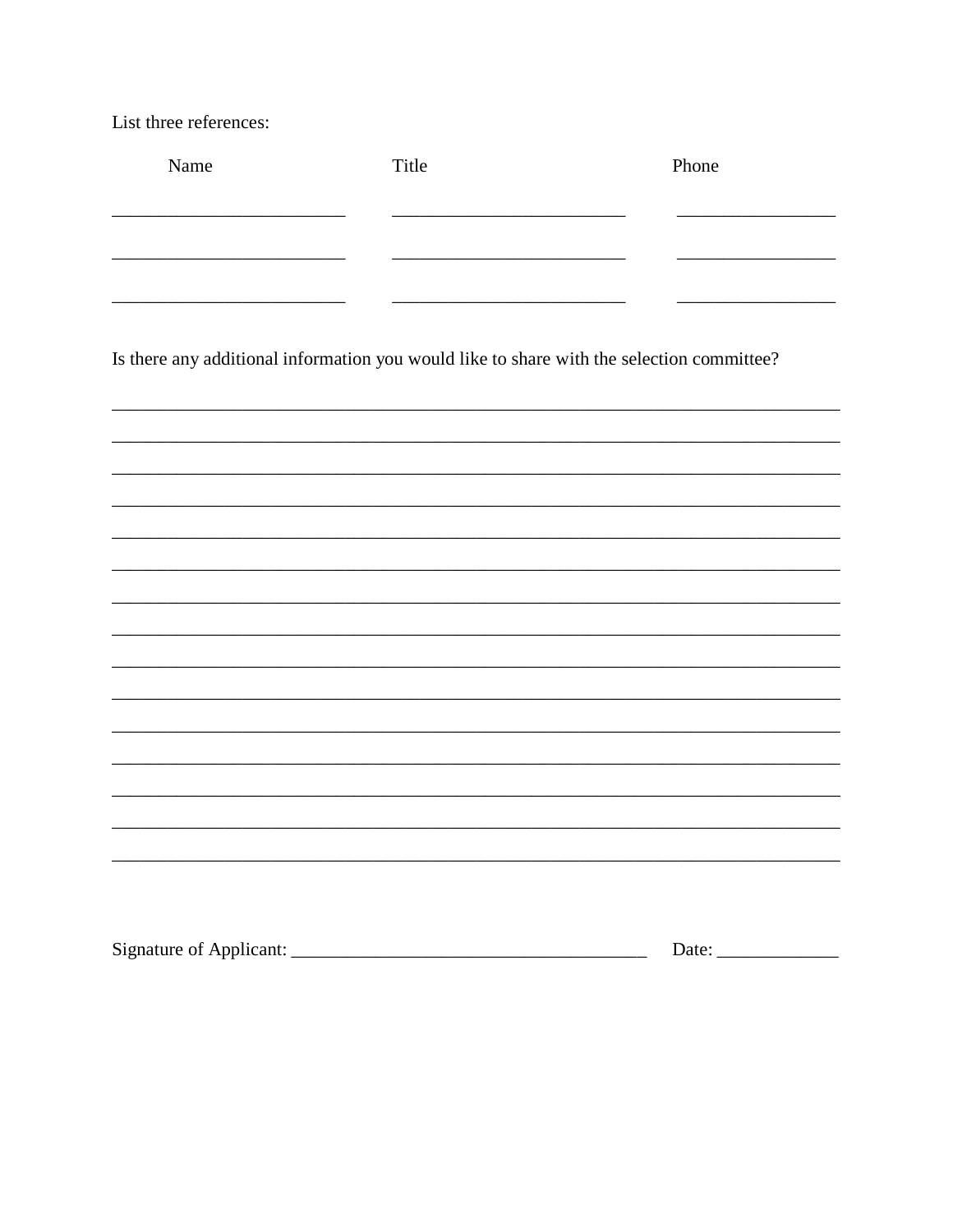List three references:

| Name | Title | Phone |
|---|---|---|
| _________________________ | _________________________ | _________________ |
| _________________________ | _________________________ | _________________ |
| _________________________ | _________________________ | _________________ |

Is there any additional information you would like to share with the selection committee?

_______________________________________________________________________________

_______________________________________________________________________________

_______________________________________________________________________________

_______________________________________________________________________________

_______________________________________________________________________________

_______________________________________________________________________________

_______________________________________________________________________________

_______________________________________________________________________________

_______________________________________________________________________________

_______________________________________________________________________________

_______________________________________________________________________________

_______________________________________________________________________________

_______________________________________________________________________________

_______________________________________________________________________________

_______________________________________________________________________________

Signature of Applicant: _______________________________________ Date: _____________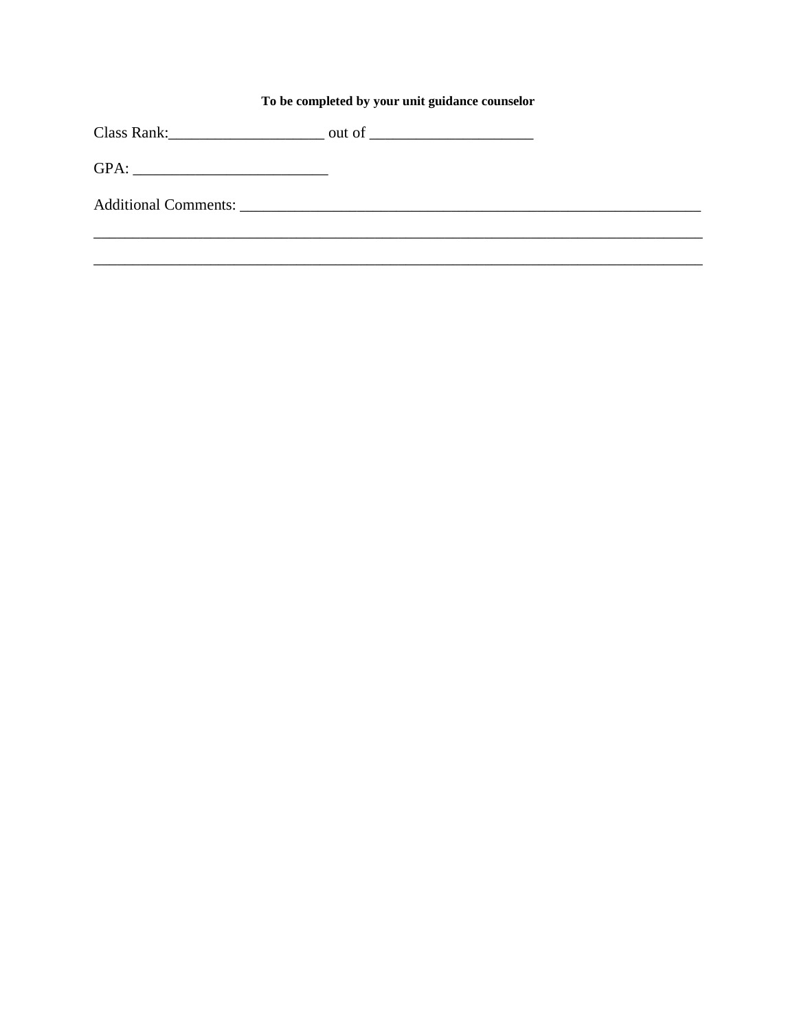**To be completed by your unit guidance counselor**

Class Rank:____________________ out of _____________________

GPA: _________________________

Additional Comments: ___________________________________________________________

_____________________________________________________________________________

_____________________________________________________________________________